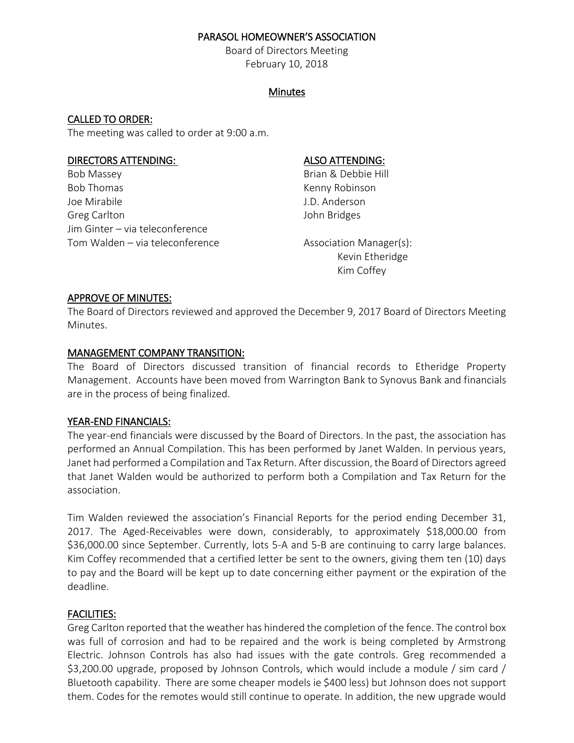# PARASOL HOMEOWNER'S ASSOCIATION

Board of Directors Meeting
February 10, 2018

## Minutes

### CALLED TO ORDER:

The meeting was called to order at 9:00 a.m.

### DIRECTORS ATTENDING:

Bob Massey
Bob Thomas
Joe Mirabile
Greg Carlton
Jim Ginter – via teleconference
Tom Walden – via teleconference

### ALSO ATTENDING:

Brian & Debbie Hill
Kenny Robinson
J.D. Anderson
John Bridges

Association Manager(s):
Kevin Etheridge
Kim Coffey

### APPROVE OF MINUTES:

The Board of Directors reviewed and approved the December 9, 2017 Board of Directors Meeting Minutes.

### MANAGEMENT COMPANY TRANSITION:

The Board of Directors discussed transition of financial records to Etheridge Property Management. Accounts have been moved from Warrington Bank to Synovus Bank and financials are in the process of being finalized.

### YEAR-END FINANCIALS:

The year-end financials were discussed by the Board of Directors. In the past, the association has performed an Annual Compilation. This has been performed by Janet Walden. In pervious years, Janet had performed a Compilation and Tax Return. After discussion, the Board of Directors agreed that Janet Walden would be authorized to perform both a Compilation and Tax Return for the association.

Tim Walden reviewed the association's Financial Reports for the period ending December 31, 2017. The Aged-Receivables were down, considerably, to approximately $18,000.00 from $36,000.00 since September. Currently, lots 5-A and 5-B are continuing to carry large balances. Kim Coffey recommended that a certified letter be sent to the owners, giving them ten (10) days to pay and the Board will be kept up to date concerning either payment or the expiration of the deadline.

### FACILITIES:

Greg Carlton reported that the weather has hindered the completion of the fence. The control box was full of corrosion and had to be repaired and the work is being completed by Armstrong Electric. Johnson Controls has also had issues with the gate controls. Greg recommended a $3,200.00 upgrade, proposed by Johnson Controls, which would include a module / sim card / Bluetooth capability. There are some cheaper models ie $400 less) but Johnson does not support them. Codes for the remotes would still continue to operate. In addition, the new upgrade would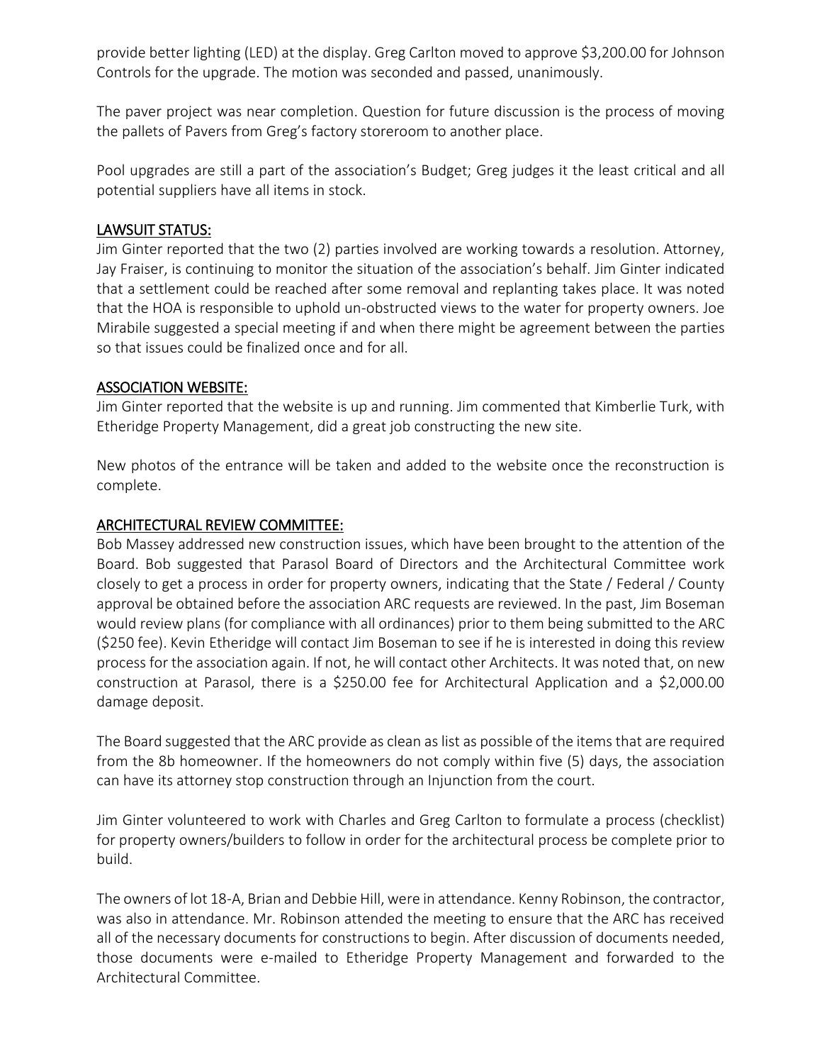provide better lighting (LED) at the display. Greg Carlton moved to approve $3,200.00 for Johnson Controls for the upgrade. The motion was seconded and passed, unanimously.

The paver project was near completion. Question for future discussion is the process of moving the pallets of Pavers from Greg's factory storeroom to another place.

Pool upgrades are still a part of the association's Budget; Greg judges it the least critical and all potential suppliers have all items in stock.

**LAWSUIT STATUS:**

Jim Ginter reported that the two (2) parties involved are working towards a resolution. Attorney, Jay Fraiser, is continuing to monitor the situation of the association's behalf. Jim Ginter indicated that a settlement could be reached after some removal and replanting takes place. It was noted that the HOA is responsible to uphold un-obstructed views to the water for property owners. Joe Mirabile suggested a special meeting if and when there might be agreement between the parties so that issues could be finalized once and for all.

**ASSOCIATION WEBSITE:**

Jim Ginter reported that the website is up and running. Jim commented that Kimberlie Turk, with Etheridge Property Management, did a great job constructing the new site.

New photos of the entrance will be taken and added to the website once the reconstruction is complete.

**ARCHITECTURAL REVIEW COMMITTEE:**

Bob Massey addressed new construction issues, which have been brought to the attention of the Board. Bob suggested that Parasol Board of Directors and the Architectural Committee work closely to get a process in order for property owners, indicating that the State / Federal / County approval be obtained before the association ARC requests are reviewed. In the past, Jim Boseman would review plans (for compliance with all ordinances) prior to them being submitted to the ARC ($250 fee). Kevin Etheridge will contact Jim Boseman to see if he is interested in doing this review process for the association again. If not, he will contact other Architects. It was noted that, on new construction at Parasol, there is a $250.00 fee for Architectural Application and a $2,000.00 damage deposit.

The Board suggested that the ARC provide as clean as list as possible of the items that are required from the 8b homeowner. If the homeowners do not comply within five (5) days, the association can have its attorney stop construction through an Injunction from the court.

Jim Ginter volunteered to work with Charles and Greg Carlton to formulate a process (checklist) for property owners/builders to follow in order for the architectural process be complete prior to build.

The owners of lot 18-A, Brian and Debbie Hill, were in attendance. Kenny Robinson, the contractor, was also in attendance. Mr. Robinson attended the meeting to ensure that the ARC has received all of the necessary documents for constructions to begin. After discussion of documents needed, those documents were e-mailed to Etheridge Property Management and forwarded to the Architectural Committee.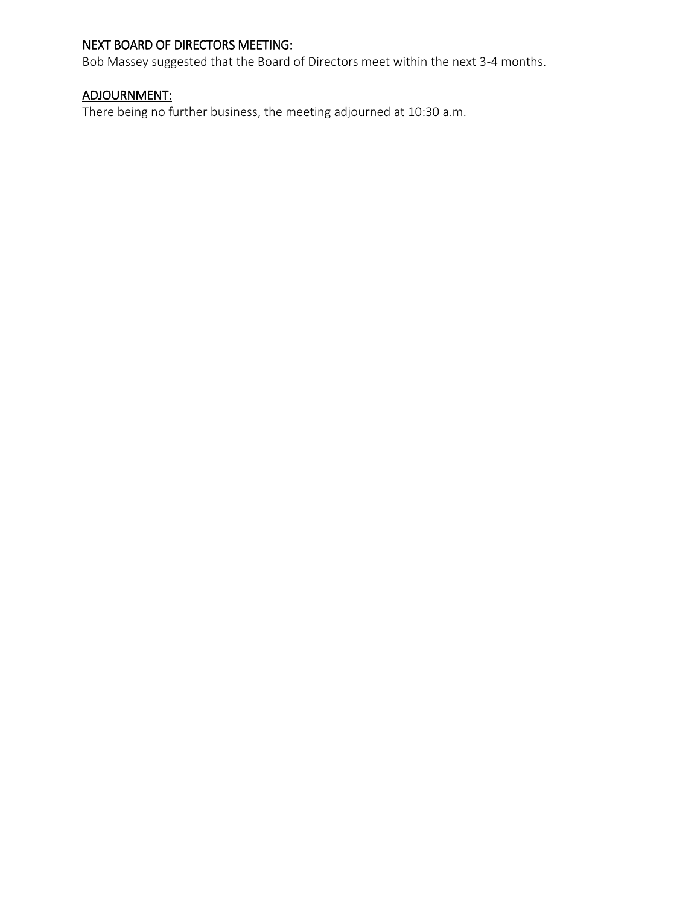## NEXT BOARD OF DIRECTORS MEETING:

Bob Massey suggested that the Board of Directors meet within the next 3-4 months.

## ADJOURNMENT:

There being no further business, the meeting adjourned at 10:30 a.m.